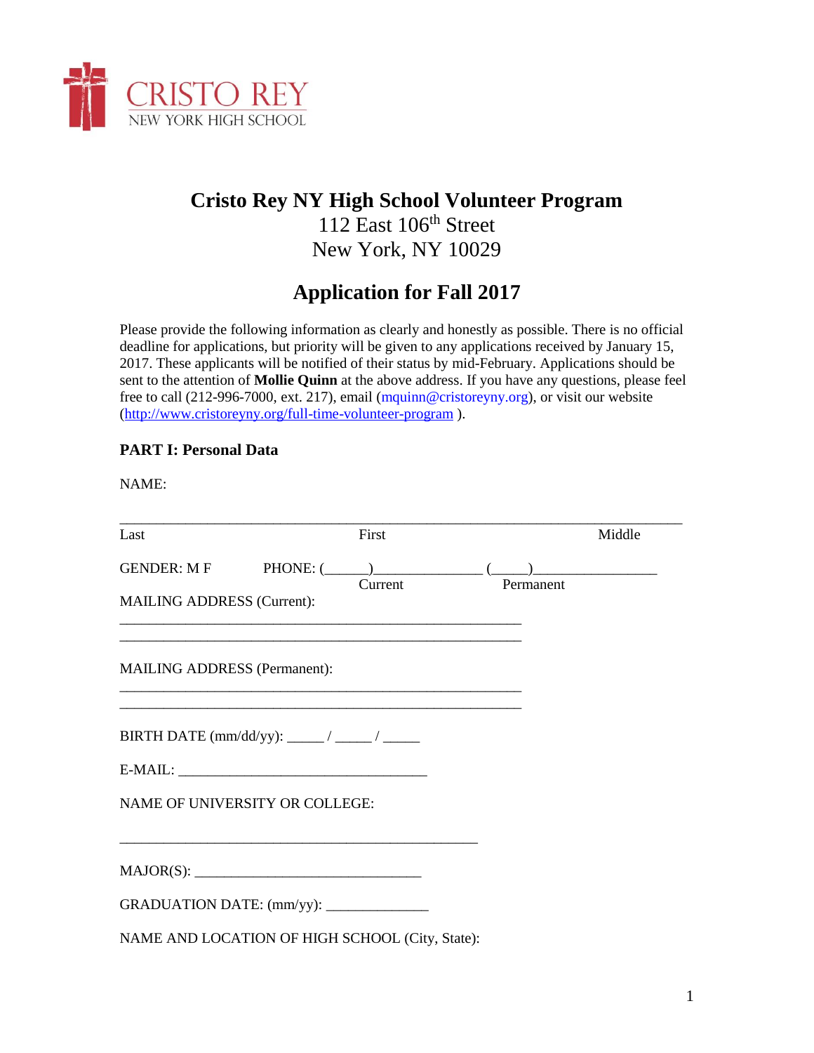CRISTO REY
NEW YORK HIGH SCHOOL

# Cristo Rey NY High School Volunteer Program

112 East 106th Street
New York, NY 10029

## Application for Fall 2017

Please provide the following information as clearly and honestly as possible. There is no official deadline for applications, but priority will be given to any applications received by January 15, 2017. These applicants will be notified of their status by mid-February. Applications should be sent to the attention of **Mollie Quinn** at the above address. If you have any questions, please feel free to call (212-996-7000, ext. 217), email (mquinn@cristoreyny.org), or visit our website (http://www.cristoreyny.org/full-time-volunteer-program ).

### PART I: Personal Data

NAME:

_________________________________________________________________________

Last                                        First                                        Middle

GENDER: M F        PHONE: (______)______________ (_____)_________________
                                        Current                    Permanent

MAILING ADDRESS (Current):

____________________________________________________

____________________________________________________

MAILING ADDRESS (Permanent):

____________________________________________________

____________________________________________________

BIRTH DATE (mm/dd/yy): _____ / _____ / _____

E-MAIL: ________________________________

NAME OF UNIVERSITY OR COLLEGE:

_______________________________________________

MAJOR(S): _____________________________

GRADUATION DATE: (mm/yy): _____________

NAME AND LOCATION OF HIGH SCHOOL (City, State):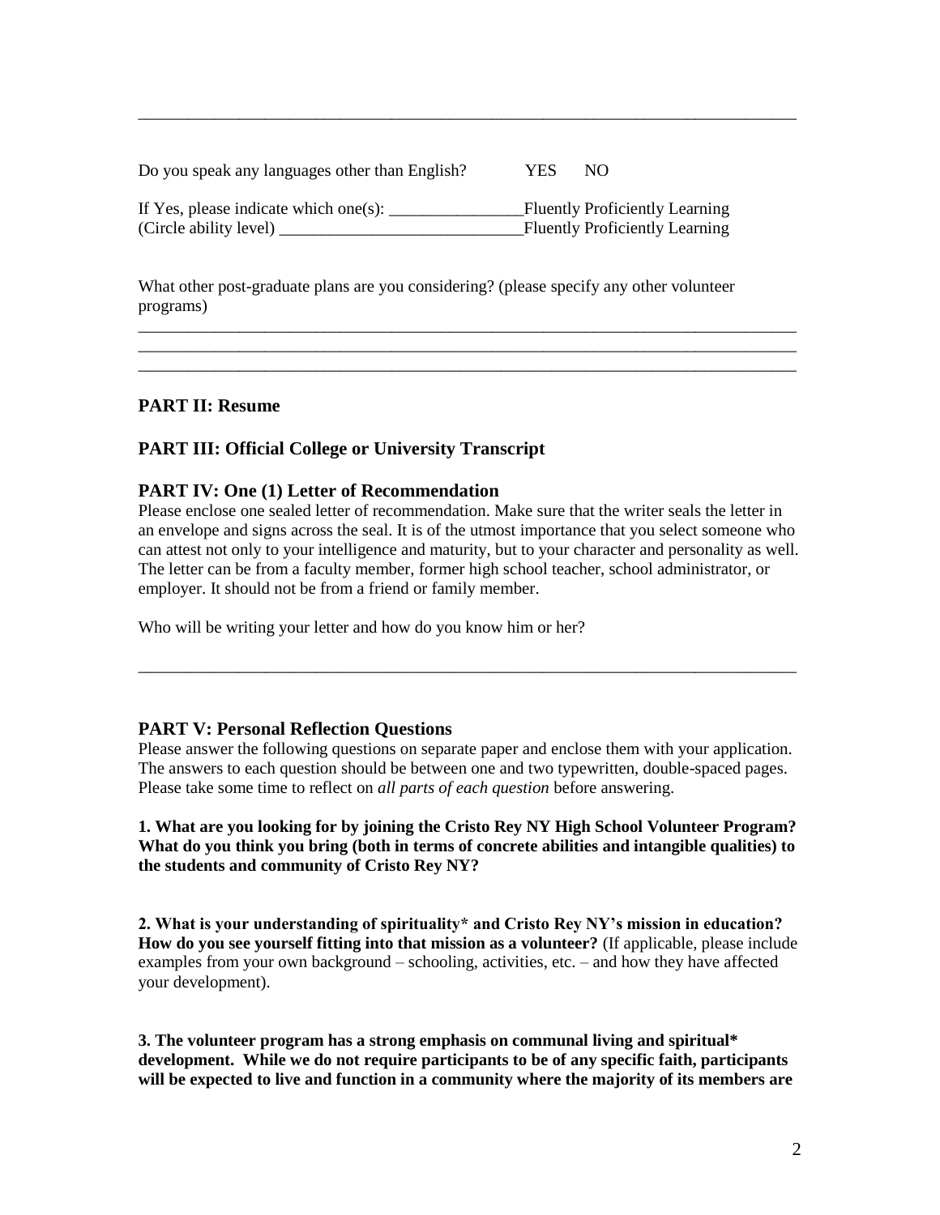\_\_\_\_\_\_\_\_\_\_\_\_\_\_\_\_\_\_\_\_\_\_\_\_\_\_\_\_\_\_\_\_\_\_\_\_\_\_\_\_\_\_\_\_\_\_\_\_\_\_\_\_\_\_\_\_\_\_\_\_\_\_\_\_\_\_\_\_\_\_\_\_\_\_\_\_

Do you speak any languages other than English? YES NO

If Yes, please indicate which one(s): \_\_\_\_\_\_\_\_\_\_\_\_\_\_\_\_Fluently Proficiently Learning
(Circle ability level) \_\_\_\_\_\_\_\_\_\_\_\_\_\_\_\_\_\_\_\_\_\_\_\_\_\_\_\_\_Fluently Proficiently Learning

What other post-graduate plans are you considering? (please specify any other volunteer programs)

\_\_\_\_\_\_\_\_\_\_\_\_\_\_\_\_\_\_\_\_\_\_\_\_\_\_\_\_\_\_\_\_\_\_\_\_\_\_\_\_\_\_\_\_\_\_\_\_\_\_\_\_\_\_\_\_\_\_\_\_\_\_\_\_\_\_\_\_\_\_\_\_\_\_\_\_
\_\_\_\_\_\_\_\_\_\_\_\_\_\_\_\_\_\_\_\_\_\_\_\_\_\_\_\_\_\_\_\_\_\_\_\_\_\_\_\_\_\_\_\_\_\_\_\_\_\_\_\_\_\_\_\_\_\_\_\_\_\_\_\_\_\_\_\_\_\_\_\_\_\_\_\_
\_\_\_\_\_\_\_\_\_\_\_\_\_\_\_\_\_\_\_\_\_\_\_\_\_\_\_\_\_\_\_\_\_\_\_\_\_\_\_\_\_\_\_\_\_\_\_\_\_\_\_\_\_\_\_\_\_\_\_\_\_\_\_\_\_\_\_\_\_\_\_\_\_\_\_\_

## PART II: Resume

## PART III: Official College or University Transcript

## PART IV: One (1) Letter of Recommendation

Please enclose one sealed letter of recommendation. Make sure that the writer seals the letter in an envelope and signs across the seal. It is of the utmost importance that you select someone who can attest not only to your intelligence and maturity, but to your character and personality as well. The letter can be from a faculty member, former high school teacher, school administrator, or employer. It should not be from a friend or family member.

Who will be writing your letter and how do you know him or her?

\_\_\_\_\_\_\_\_\_\_\_\_\_\_\_\_\_\_\_\_\_\_\_\_\_\_\_\_\_\_\_\_\_\_\_\_\_\_\_\_\_\_\_\_\_\_\_\_\_\_\_\_\_\_\_\_\_\_\_\_\_\_\_\_\_\_\_\_\_\_\_\_\_\_\_\_

## PART V: Personal Reflection Questions

Please answer the following questions on separate paper and enclose them with your application. The answers to each question should be between one and two typewritten, double-spaced pages. Please take some time to reflect on *all parts of each question* before answering.

**1. What are you looking for by joining the Cristo Rey NY High School Volunteer Program? What do you think you bring (both in terms of concrete abilities and intangible qualities) to the students and community of Cristo Rey NY?**

**2. What is your understanding of spirituality* and Cristo Rey NY's mission in education? How do you see yourself fitting into that mission as a volunteer?** (If applicable, please include examples from your own background – schooling, activities, etc. – and how they have affected your development).

**3. The volunteer program has a strong emphasis on communal living and spiritual* development. While we do not require participants to be of any specific faith, participants will be expected to live and function in a community where the majority of its members are**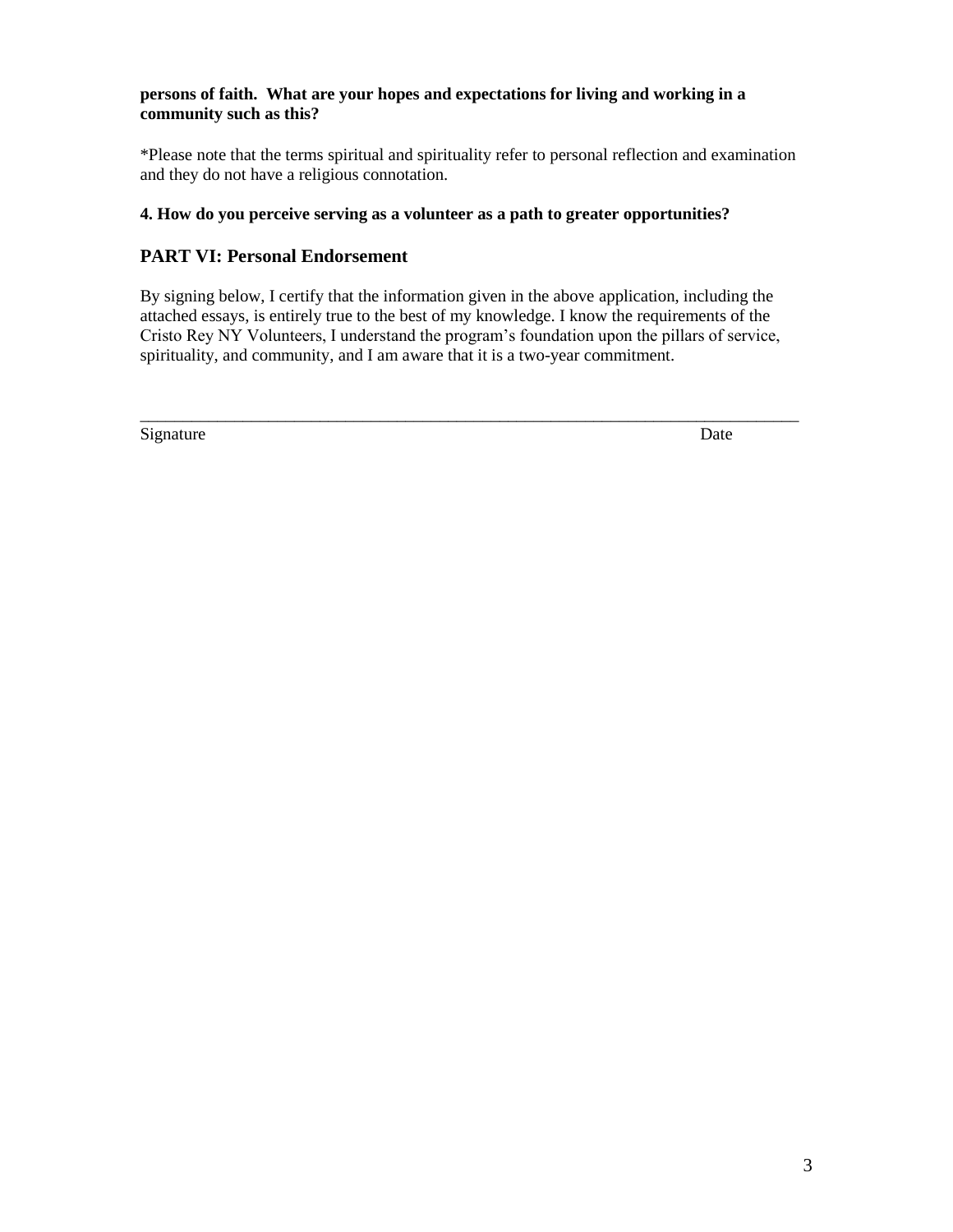**persons of faith. What are your hopes and expectations for living and working in a community such as this?**

*Please note that the terms spiritual and spirituality refer to personal reflection and examination and they do not have a religious connotation.

**4. How do you perceive serving as a volunteer as a path to greater opportunities?**

## PART VI: Personal Endorsement

By signing below, I certify that the information given in the above application, including the attached essays, is entirely true to the best of my knowledge. I know the requirements of the Cristo Rey NY Volunteers, I understand the program's foundation upon the pillars of service, spirituality, and community, and I am aware that it is a two-year commitment.

_______________________________________________________________________________

Signature                                                                                                                    Date